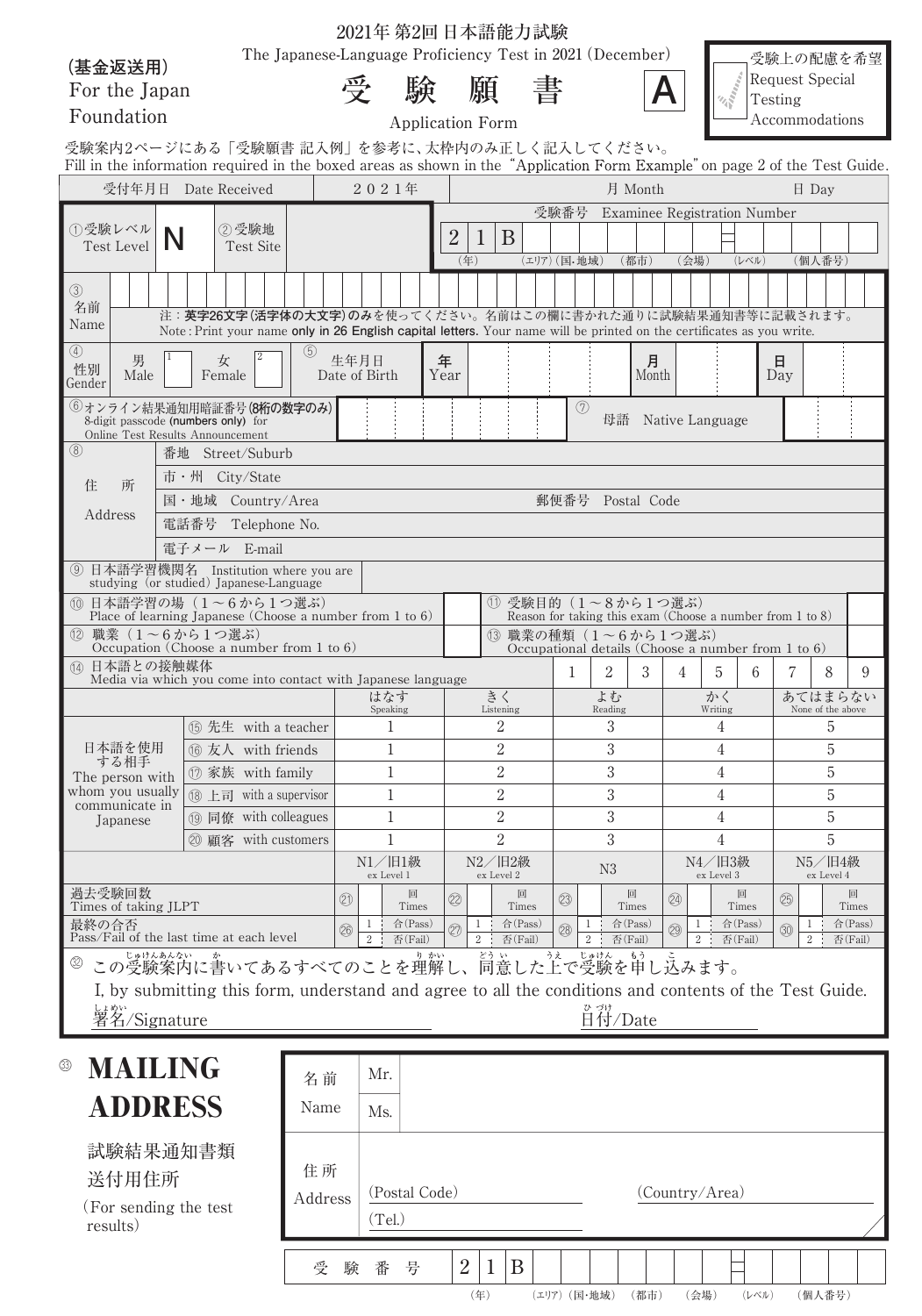(基金返送用)
For the Japan Foundation

2021年 第2回 日本語能力試験
The Japanese-Language Proficiency Test in 2021 (December)

# 受験願書 A

Application Form

受験上の配慮を希望
Request Special Testing Accommodations

受験案内2ページにある「受験願書 記入例」を参考に、太枠内のみ正しく記入してください。
Fill in the information required in the boxed areas as shown in the "Application Form Example" on page 2 of the Test Guide.

| 受付年月日 Date Received | 2021年 | 月 Month | 日 Day |
|---|---|---|---|

| ①受験レベル Test Level | N | ②受験地 Test Site | | 受験番号 Examinee Registration Number: 2 1 B |
|---|---|---|---|---|

(年) (エリア) (国・地域) (都市) (会場) (レベル) (個人番号)

③ 名前 Name

注：**英字26文字(活字体の大文字)のみ**を使ってください。名前はこの欄に書かれた通りに試験結果通知書等に記載されます。
Note: Print your name **only in 26 English capital letters.** Your name will be printed on the certificates as you write.

| ④ 性別 Gender | 男 Male 1 | 女 Female 2 | ⑤ 生年月日 Date of Birth | 年 Year | 月 Month | 日 Day |
|---|---|---|---|---|---|---|

⑥オンライン結果通知用暗証番号(**8桁の数字のみ**)
8-digit passcode (**numbers only**) for Online Test Results Announcement

⑦ 母語 Native Language

⑧ 住所 Address

- 番地 Street/Suburb
- 市・州 City/State
- 国・地域 Country/Area　　郵便番号 Postal Code
- 電話番号 Telephone No.
- 電子メール E-mail

⑨ 日本語学習機関名 Institution where you are studying (or studied) Japanese-Language

⑩ 日本語学習の場（1～6から1つ選ぶ）
Place of learning Japanese (Choose a number from 1 to 6)

⑪ 受験目的（1～8から1つ選ぶ）
Reason for taking this exam (Choose a number from 1 to 8)

⑫ 職業（1～6から1つ選ぶ）
Occupation (Choose a number from 1 to 6)

⑬ 職業の種類（1～6から1つ選ぶ）
Occupational details (Choose a number from 1 to 6)

⑭ 日本語との接触媒体
Media via which you come into contact with Japanese language

1 2 3 4 5 6 7 8 9

| | | はなす Speaking | きく Listening | よむ Reading | かく Writing | あてはまらない None of the above |
|---|---|---|---|---|---|---|
| 日本語を使用する相手 The person with whom you usually communicate in Japanese | ⑮ 先生 with a teacher | 1 | 2 | 3 | 4 | 5 |
| | ⑯ 友人 with friends | 1 | 2 | 3 | 4 | 5 |
| | ⑰ 家族 with family | 1 | 2 | 3 | 4 | 5 |
| | ⑱ 上司 with a supervisor | 1 | 2 | 3 | 4 | 5 |
| | ⑲ 同僚 with colleagues | 1 | 2 | 3 | 4 | 5 |
| | ⑳ 顧客 with customers | 1 | 2 | 3 | 4 | 5 |

| | N1／旧1級 ex Level 1 | N2／旧2級 ex Level 2 | N3 | N4／旧3級 ex Level 3 | N5／旧4級 ex Level 4 |
|---|---|---|---|---|---|
| 過去受験回数 Times of taking JLPT | ㉑ 回 Times | ㉒ 回 Times | ㉓ 回 Times | ㉔ 回 Times | ㉕ 回 Times |
| 最終の合否 Pass/Fail of the last time at each level | ㉖ 1 合(Pass) 2 否(Fail) | ㉗ 1 合(Pass) 2 否(Fail) | ㉘ 1 合(Pass) 2 否(Fail) | ㉙ 1 合(Pass) 2 否(Fail) | ㉚ 1 合(Pass) 2 否(Fail) |

㉜ この受験案内に書いてあるすべてのことを理解し、同意した上で受験を申し込みます。
I, by submitting this form, understand and agree to all the conditions and contents of the Test Guide.

署名/Signature　　　　　日付/Date

## ㉝ MAILING ADDRESS

試験結果通知書類送付用住所
(For sending the test results)

| 名前 Name | Mr. / Ms. |
|---|---|
| 住所 Address | (Postal Code) (Country/Area) (Tel.) |

受験番号 2 1 B
(年) (エリア) (国・地域) (都市) (会場) (レベル) (個人番号)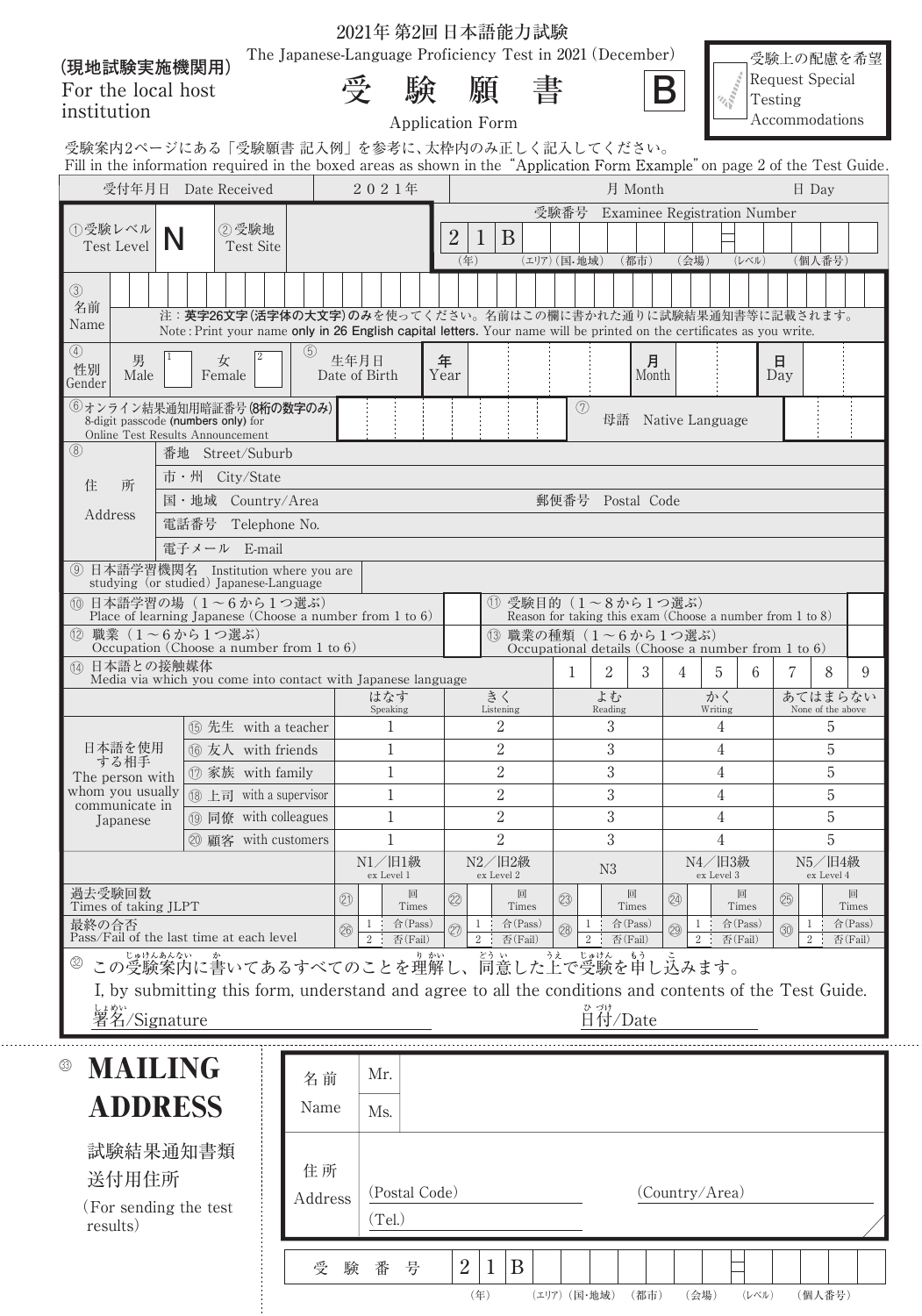**(現地試験実施機関用)**
For the local host institution

# 2021年 第2回 日本語能力試験
The Japanese-Language Proficiency Test in 2021 (December)

# 受 験 願 書
Application Form

**B**

受験上の配慮を希望 Request Special Testing Accommodations

受験案内2ページにある「受験願書 記入例」を参考に、太枠内のみ正しく記入してください。
Fill in the information required in the boxed areas as shown in the "Application Form Example" on page 2 of the Test Guide.

| 受付年月日 Date Received | 2021年 | 月 Month | 日 Day |
|---|---|---|---|

①受験レベル Test Level **N**　②受験地 Test Site

受験番号 Examinee Registration Number: 2 1 B
(年) (エリア) (国･地域) (都市) (会場) (レベル) (個人番号)

③ 名前 Name
注：**英字26文字(活字体の大文字)のみ**を使ってください。名前はこの欄に書かれた通りに試験結果通知書等に記載されます。
Note: Print your name **only in 26 English capital letters**. Your name will be printed on the certificates as you write.

④ 性別 Gender　男 Male 1　女 Female 2
⑤ 生年月日 Date of Birth　年 Year　月 Month　日 Day

⑥オンライン結果通知用暗証番号(**8桁の数字のみ**) 8-digit passcode (**numbers only**) for Online Test Results Announcement
⑦ 母語 Native Language

⑧ 住所 Address
- 番地 Street/Suburb
- 市・州 City/State
- 国・地域 Country/Area　郵便番号 Postal Code
- 電話番号 Telephone No.
- 電子メール E-mail

⑨ 日本語学習機関名 Institution where you are studying (or studied) Japanese-Language

⑩ 日本語学習の場（1～6から1つ選ぶ） Place of learning Japanese (Choose a number from 1 to 6)
⑪ 受験目的（1～8から1つ選ぶ） Reason for taking this exam (Choose a number from 1 to 8)
⑫ 職業（1～6から1つ選ぶ） Occupation (Choose a number from 1 to 6)
⑬ 職業の種類（1～6から1つ選ぶ） Occupational details (Choose a number from 1 to 6)
⑭ 日本語との接触媒体 Media via which you come into contact with Japanese language　1 2 3 4 5 6 7 8 9

| 日本語を使用する相手 The person with whom you usually communicate in Japanese | | はなす Speaking | きく Listening | よむ Reading | かく Writing | あてはまらない None of the above |
|---|---|---|---|---|---|---|
| | ⑮ 先生 with a teacher | 1 | 2 | 3 | 4 | 5 |
| | ⑯ 友人 with friends | 1 | 2 | 3 | 4 | 5 |
| | ⑰ 家族 with family | 1 | 2 | 3 | 4 | 5 |
| | ⑱ 上司 with a supervisor | 1 | 2 | 3 | 4 | 5 |
| | ⑲ 同僚 with colleagues | 1 | 2 | 3 | 4 | 5 |
| | ⑳ 顧客 with customers | 1 | 2 | 3 | 4 | 5 |

| | N1／旧1級 ex Level 1 | N2／旧2級 ex Level 2 | N3 | N4／旧3級 ex Level 3 | N5／旧4級 ex Level 4 |
|---|---|---|---|---|---|
| 過去受験回数 Times of taking JLPT | ㉑ 回 Times | ㉒ 回 Times | ㉓ 回 Times | ㉔ 回 Times | ㉕ 回 Times |
| 最終の合否 Pass/Fail of the last time at each level | ㉖ 1 合(Pass) 2 否(Fail) | ㉗ 1 合(Pass) 2 否(Fail) | ㉘ 1 合(Pass) 2 否(Fail) | ㉙ 1 合(Pass) 2 否(Fail) | ㉚ 1 合(Pass) 2 否(Fail) |

㉜ この受験案内に書いてあるすべてのことを理解し、同意した上で受験を申し込みます。
I, by submitting this form, understand and agree to all the conditions and contents of the Test Guide.

署名/Signature　　日付/Date

---

㉝ **MAILING ADDRESS**

試験結果通知書類送付用住所
(For sending the test results)

名前 Name　Mr.　Ms.

住所 Address　(Postal Code)　(Country/Area)　(Tel.)

受験番号 2 1 B
(年) (エリア) (国･地域) (都市) (会場) (レベル) (個人番号)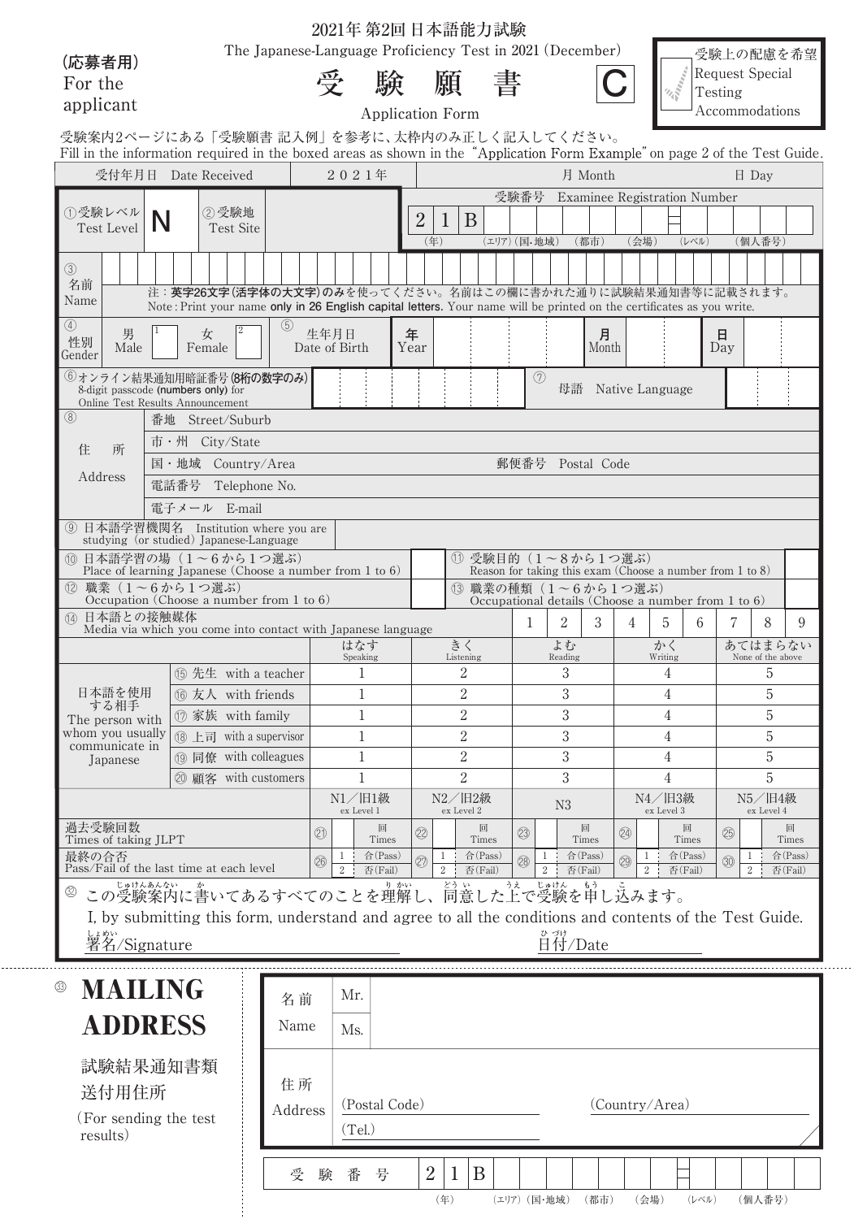# 2021年 第2回 日本語能力試験

The Japanese-Language Proficiency Test in 2021 (December)

**(応募者用)** For the applicant

# 受験願書 C

Application Form

受験上の配慮を希望 Request Special Testing Accommodations

受験案内2ページにある「受験願書 記入例」を参考に、太枠内のみ正しく記入してください。
Fill in the information required in the boxed areas as shown in the "Application Form Example" on page 2 of the Test Guide.

| 受付年月日 Date Received | 2021年 | 月 Month | 日 Day |
|---|---|---|---|

| ①受験レベル Test Level | N | ②受験地 Test Site | | 受験番号 Examinee Registration Number: 2 1 B (年) (エリア)(国・地域) (都市) (会場) (レベル) (個人番号) |
|---|---|---|---|---|

③ 名前 Name

注：**英字26文字(活字体の大文字)のみ**を使ってください。名前はこの欄に書かれた通りに試験結果通知書等に記載されます。
Note: Print your name **only in 26 English capital letters**. Your name will be printed on the certificates as you write.

| ④ 性別 Gender | 男 Male 1 | 女 Female 2 | ⑤ 生年月日 Date of Birth | 年 Year | 月 Month | 日 Day |
|---|---|---|---|---|---|---|

⑥オンライン結果通知用暗証番号(**8桁の数字のみ**) 8-digit passcode (**numbers only**) for Online Test Results Announcement

⑦ 母語 Native Language

⑧ 住所 Address
- 番地 Street/Suburb
- 市・州 City/State
- 国・地域 Country/Area　　郵便番号 Postal Code
- 電話番号 Telephone No.
- 電子メール E-mail

⑨ 日本語学習機関名 Institution where you are studying (or studied) Japanese-Language

⑩ 日本語学習の場（1～6から1つ選ぶ） Place of learning Japanese (Choose a number from 1 to 6)

⑪ 受験目的（1～8から1つ選ぶ） Reason for taking this exam (Choose a number from 1 to 8)

⑫ 職業（1～6から1つ選ぶ） Occupation (Choose a number from 1 to 6)

⑬ 職業の種類（1～6から1つ選ぶ） Occupational details (Choose a number from 1 to 6)

⑭ 日本語との接触媒体 Media via which you come into contact with Japanese language: 1 2 3 4 5 6 7 8 9

| 日本語を使用する相手 The person with whom you usually communicate in Japanese | はなす Speaking | きく Listening | よむ Reading | かく Writing | あてはまらない None of the above |
|---|---|---|---|---|---|
| ⑮ 先生 with a teacher | 1 | 2 | 3 | 4 | 5 |
| ⑯ 友人 with friends | 1 | 2 | 3 | 4 | 5 |
| ⑰ 家族 with family | 1 | 2 | 3 | 4 | 5 |
| ⑱ 上司 with a supervisor | 1 | 2 | 3 | 4 | 5 |
| ⑲ 同僚 with colleagues | 1 | 2 | 3 | 4 | 5 |
| ⑳ 顧客 with customers | 1 | 2 | 3 | 4 | 5 |

| | N1／旧1級 ex Level 1 | N2／旧2級 ex Level 2 | N3 | N4／旧3級 ex Level 3 | N5／旧4級 ex Level 4 |
|---|---|---|---|---|---|
| 過去受験回数 Times of taking JLPT | ㉑ 回 Times | ㉒ 回 Times | ㉓ 回 Times | ㉔ 回 Times | ㉕ 回 Times |
| 最終の合否 Pass/Fail of the last time at each level | ㉖ 1 合(Pass) 2 否(Fail) | ㉗ 1 合(Pass) 2 否(Fail) | ㉘ 1 合(Pass) 2 否(Fail) | ㉙ 1 合(Pass) 2 否(Fail) | ㉚ 1 合(Pass) 2 否(Fail) |

㉜ この受験案内に書いてあるすべてのことを理解し、同意した上で受験を申し込みます。
I, by submitting this form, understand and agree to all the conditions and contents of the Test Guide.

署名/Signature　　日付/Date

---

㉝ **MAILING ADDRESS**

試験結果通知書類送付用住所 (For sending the test results)

| 名前 Name | Mr. / Ms. |
|---|---|
| 住所 Address | (Postal Code)　(Country/Area)<br>(Tel.) |

受験番号 2 1 B (年) (エリア)(国・地域) (都市) (会場) (レベル) (個人番号)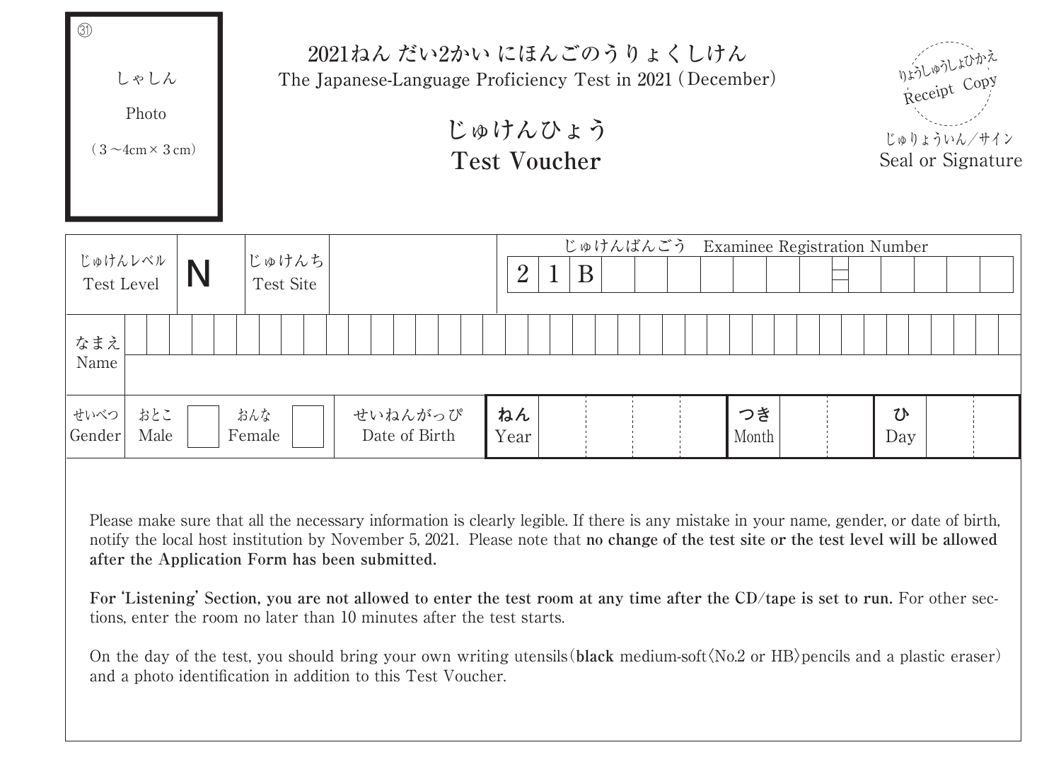㉛

しゃしん
Photo
（3～4cm×3cm）

# 2021ねん だい2かい にほんごのうりょくしけん

The Japanese-Language Proficiency Test in 2021（December）

## じゅけんひょう
## Test Voucher

りょうしゅうしょひかえ
Receipt Copy

じゅりょういん／サイン
Seal or Signature

| じゅけんレベル Test Level | N | じゅけんち Test Site | | じゅけんばんごう Examinee Registration Number 2 1 B |
|---|---|---|---|---|
| なまえ Name | | | | |
| せいべつ Gender | おとこ Male ☐ おんな Female ☐ | せいねんがっぴ Date of Birth | ねん Year / つき Month / ひ Day | |

Please make sure that all the necessary information is clearly legible. If there is any mistake in your name, gender, or date of birth, notify the local host institution by November 5, 2021. Please note that **no change of the test site or the test level will be allowed after the Application Form has been submitted.**

**For 'Listening' Section, you are not allowed to enter the test room at any time after the CD/tape is set to run.** For other sections, enter the room no later than 10 minutes after the test starts.

On the day of the test, you should bring your own writing utensils（**black** medium-soft〈No.2 or HB〉pencils and a plastic eraser）and a photo identification in addition to this Test Voucher.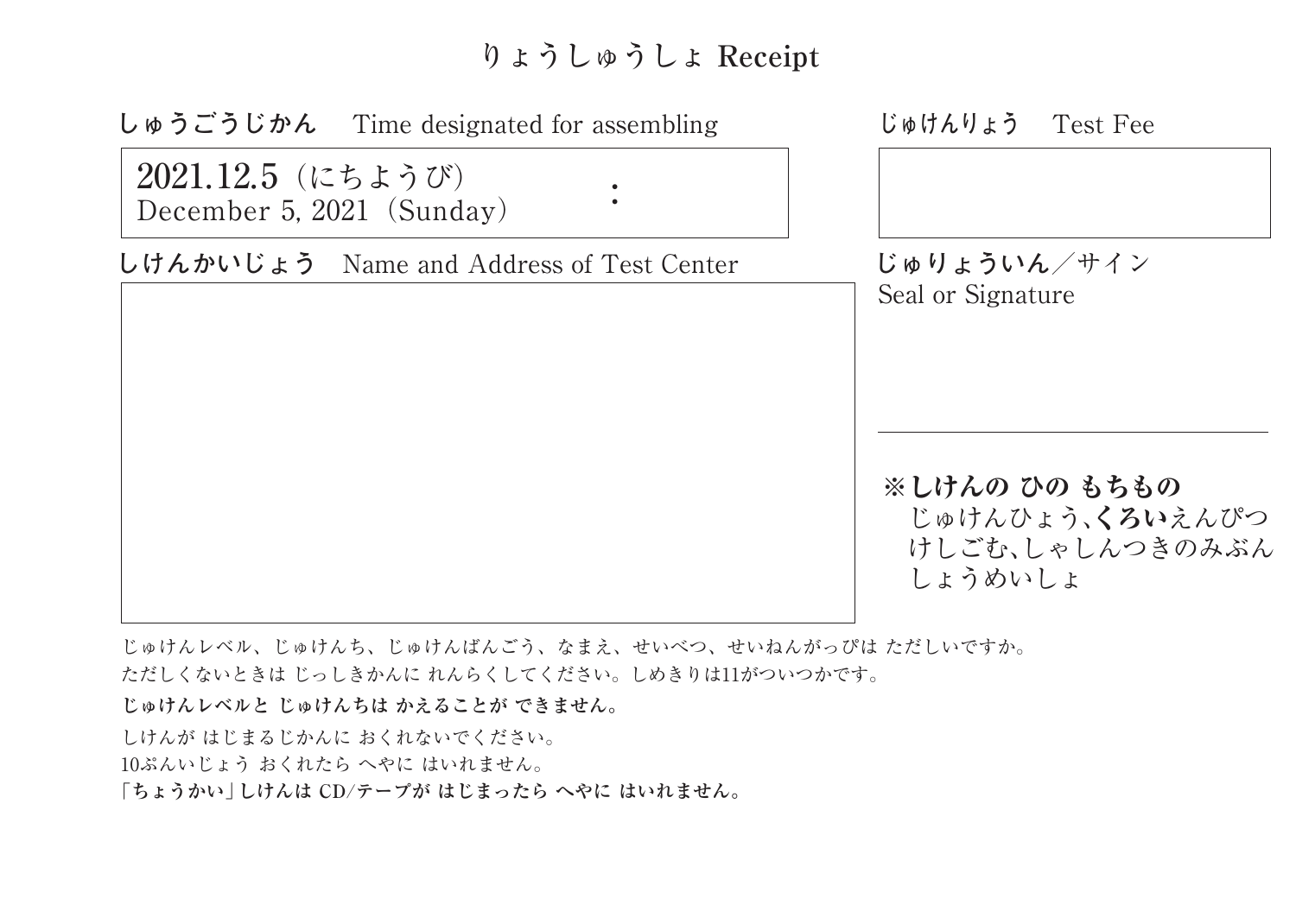# りょうしゅうしょ Receipt

**しゅうごうじかん**　Time designated for assembling

| 2021.12.5（にちようび） December 5, 2021（Sunday） | : |
|---|---|

**じゅけんりょう**　Test Fee

**しけんかいじょう**　Name and Address of Test Center

**じゅりょういん**／サイン
Seal or Signature

**※しけんの ひの もちもの**
じゅけんひょう、**くろい**えんぴつ
けしごむ、しゃしんつきのみぶん
しょうめいしょ

じゅけんレベル、じゅけんち、じゅけんばんごう、なまえ、せいべつ、せいねんがっぴは ただしいですか。
ただしくないときは じっしきかんに れんらくしてください。しめきりは11がついつかです。

**じゅけんレベルと じゅけんちは かえることが できません。**

しけんが はじまるじかんに おくれないでください。
10ぷんいじょう おくれたら へやに はいれません。
**「ちょうかい」しけんは CD/テープが はじまったら へやに はいれません。**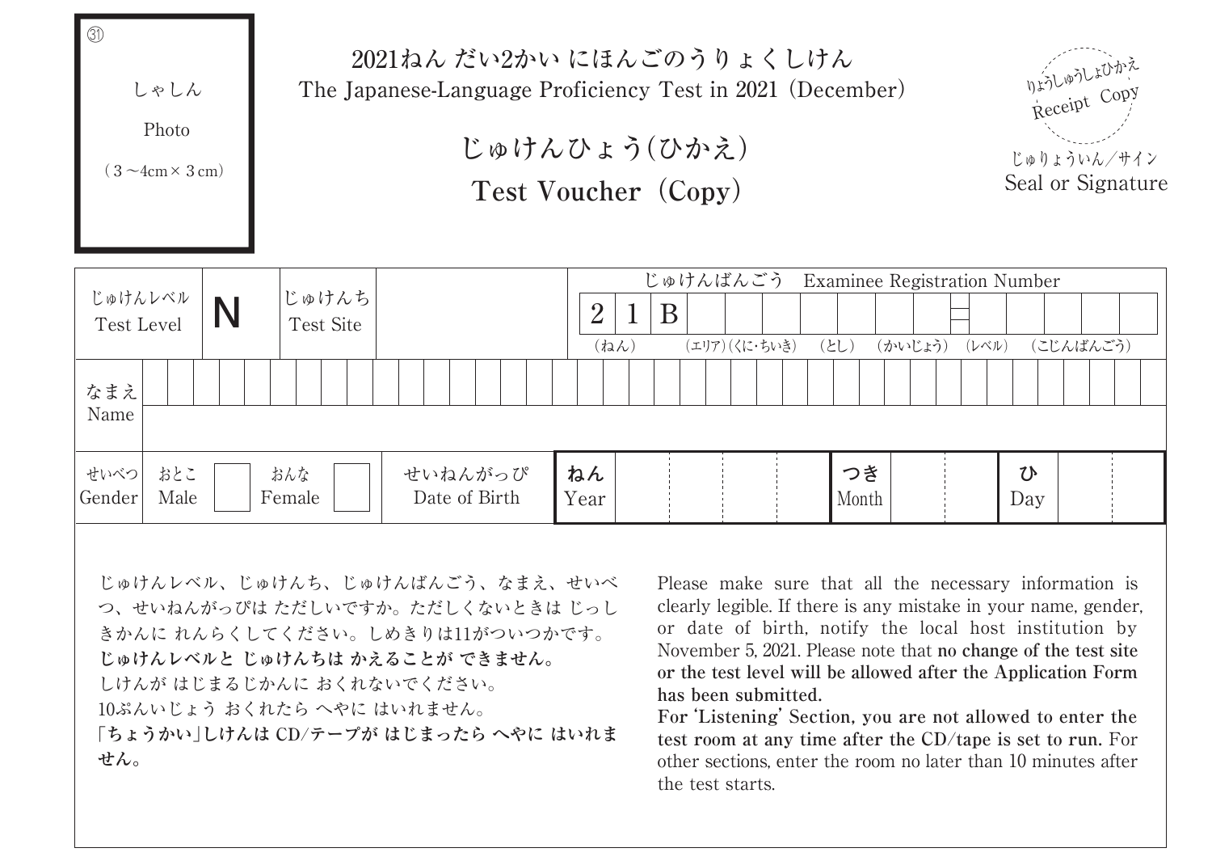㉛

しゃしん

Photo

（3～4cm×3cm）

# 2021ねん だい2かい にほんごのうりょくしけん

The Japanese-Language Proficiency Test in 2021 (December)

## じゅけんひょう(ひかえ)

## Test Voucher (Copy)

りょうしゅうしょひかえ
Receipt Copy

じゅりょういん／サイン
Seal or Signature

| | | | | |
|---|---|---|---|---|
| じゅけんレベル Test Level | N | じゅけんち Test Site | | じゅけんばんごう Examinee Registration Number: 2 1 B （ねん）（エリア）（くに・ちいき）（とし）（かいじょう）（レベル）（こじんばんごう） |
| なまえ Name | | | | |
| せいべつ Gender | おとこ Male ☐ おんな Female ☐ | せいねんがっぴ Date of Birth | ねん Year / つき Month / ひ Day | |

じゅけんレベル、じゅけんち、じゅけんばんごう、なまえ、せいべつ、せいねんがっぴは ただしいですか。ただしくないときは じっしきかんに れんらくしてください。しめきりは11がついつかです。
**じゅけんレベルと じゅけんちは かえることが できません。**
しけんが はじまるじかんに おくれないでください。
10ぷんいじょう おくれたら へやに はいれません。
**「ちょうかい」しけんは CD/テープが はじまったら へやに はいれません。**

Please make sure that all the necessary information is clearly legible. If there is any mistake in your name, gender, or date of birth, notify the local host institution by November 5, 2021. Please note that **no change of the test site or the test level will be allowed after the Application Form has been submitted.**
**For 'Listening' Section, you are not allowed to enter the test room at any time after the CD/tape is set to run.** For other sections, enter the room no later than 10 minutes after the test starts.